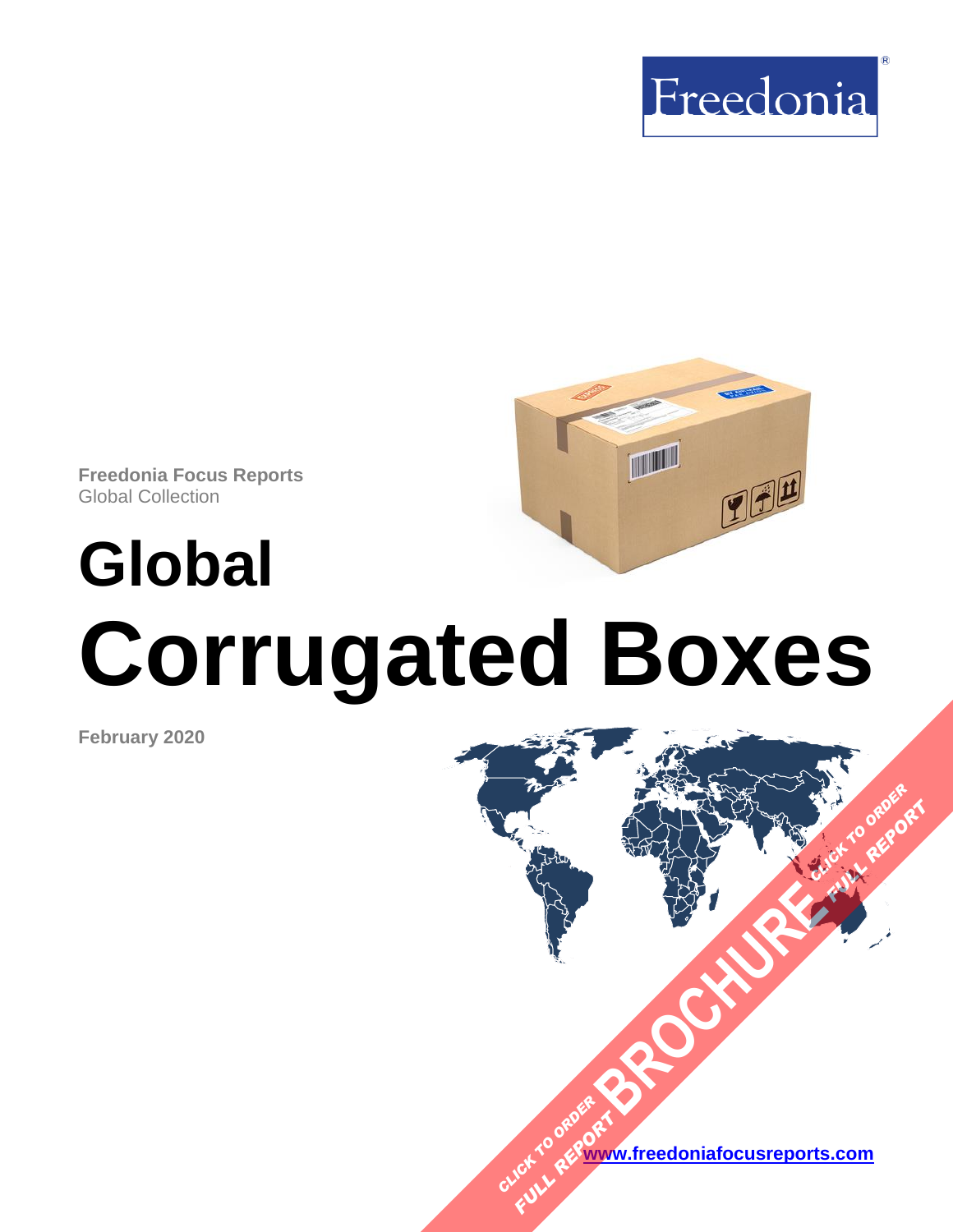Freedonia

Freedonia Focus Reports
Global Collection

# Global Corrugated Boxes

February 2020

CLICK TO ORDER FULL REPORT BROCHURE

www.freedoniafocusreports.com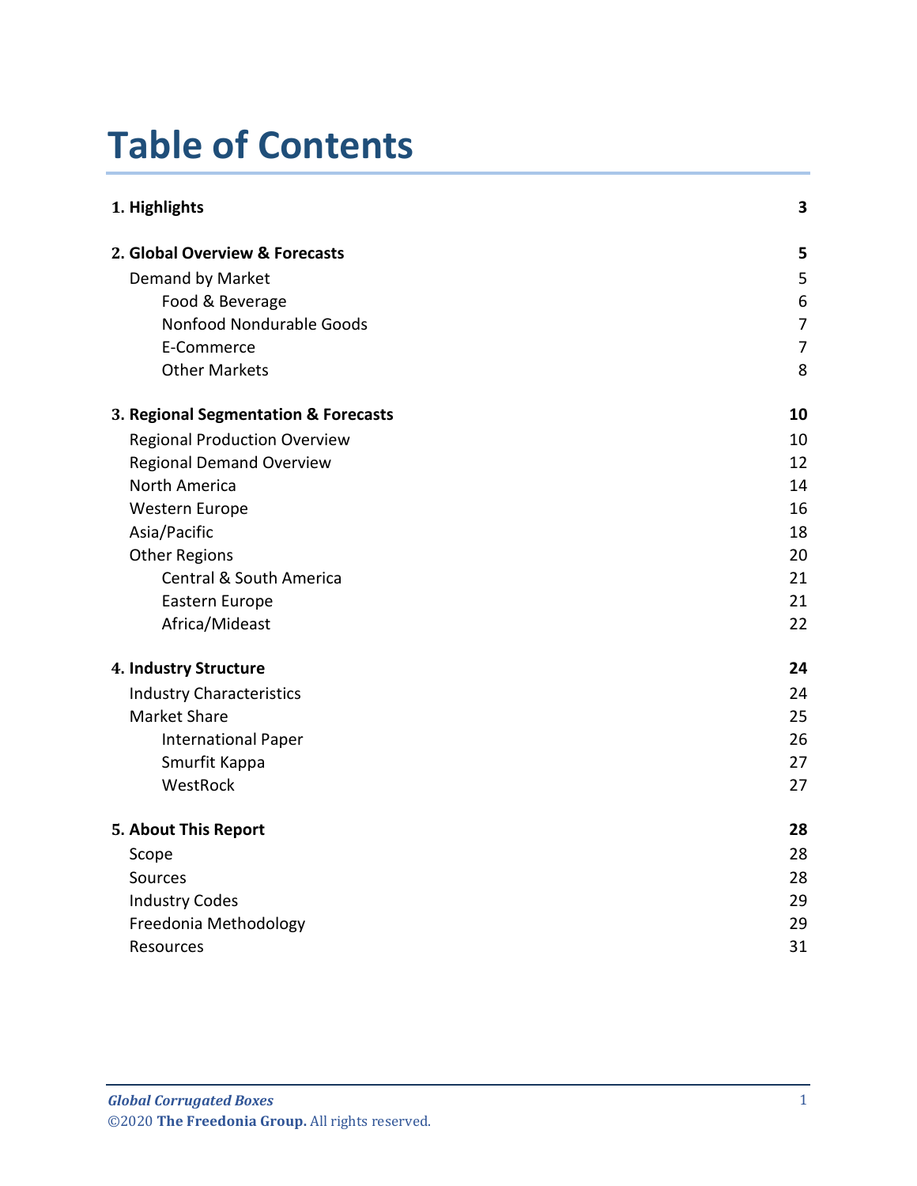# Table of Contents

| | |
|---|---|
| **1. Highlights** | **3** |
| **2. Global Overview & Forecasts** | **5** |
| Demand by Market | 5 |
| Food & Beverage | 6 |
| Nonfood Nondurable Goods | 7 |
| E-Commerce | 7 |
| Other Markets | 8 |
| **3. Regional Segmentation & Forecasts** | **10** |
| Regional Production Overview | 10 |
| Regional Demand Overview | 12 |
| North America | 14 |
| Western Europe | 16 |
| Asia/Pacific | 18 |
| Other Regions | 20 |
| Central & South America | 21 |
| Eastern Europe | 21 |
| Africa/Mideast | 22 |
| **4. Industry Structure** | **24** |
| Industry Characteristics | 24 |
| Market Share | 25 |
| International Paper | 26 |
| Smurfit Kappa | 27 |
| WestRock | 27 |
| **5. About This Report** | **28** |
| Scope | 28 |
| Sources | 28 |
| Industry Codes | 29 |
| Freedonia Methodology | 29 |
| Resources | 31 |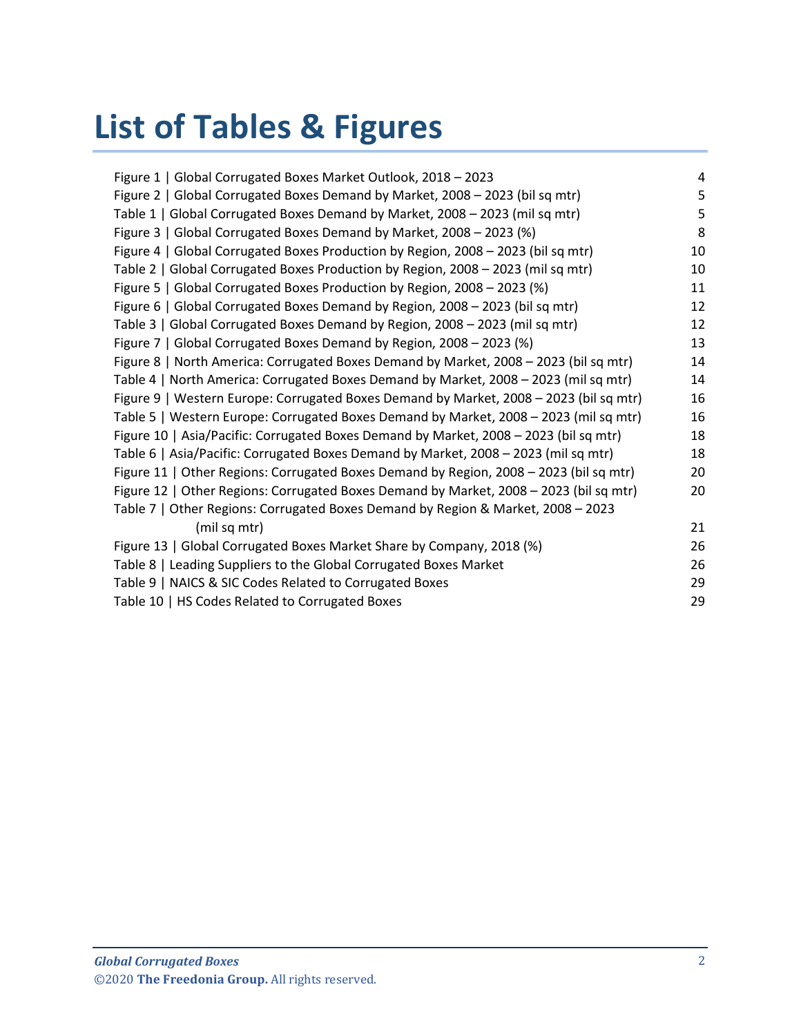# List of Tables & Figures

| | |
|---|---|
| Figure 1 \| Global Corrugated Boxes Market Outlook, 2018 – 2023 | 4 |
| Figure 2 \| Global Corrugated Boxes Demand by Market, 2008 – 2023 (bil sq mtr) | 5 |
| Table 1 \| Global Corrugated Boxes Demand by Market, 2008 – 2023 (mil sq mtr) | 5 |
| Figure 3 \| Global Corrugated Boxes Demand by Market, 2008 – 2023 (%) | 8 |
| Figure 4 \| Global Corrugated Boxes Production by Region, 2008 – 2023 (bil sq mtr) | 10 |
| Table 2 \| Global Corrugated Boxes Production by Region, 2008 – 2023 (mil sq mtr) | 10 |
| Figure 5 \| Global Corrugated Boxes Production by Region, 2008 – 2023 (%) | 11 |
| Figure 6 \| Global Corrugated Boxes Demand by Region, 2008 – 2023 (bil sq mtr) | 12 |
| Table 3 \| Global Corrugated Boxes Demand by Region, 2008 – 2023 (mil sq mtr) | 12 |
| Figure 7 \| Global Corrugated Boxes Demand by Region, 2008 – 2023 (%) | 13 |
| Figure 8 \| North America: Corrugated Boxes Demand by Market, 2008 – 2023 (bil sq mtr) | 14 |
| Table 4 \| North America: Corrugated Boxes Demand by Market, 2008 – 2023 (mil sq mtr) | 14 |
| Figure 9 \| Western Europe: Corrugated Boxes Demand by Market, 2008 – 2023 (bil sq mtr) | 16 |
| Table 5 \| Western Europe: Corrugated Boxes Demand by Market, 2008 – 2023 (mil sq mtr) | 16 |
| Figure 10 \| Asia/Pacific: Corrugated Boxes Demand by Market, 2008 – 2023 (bil sq mtr) | 18 |
| Table 6 \| Asia/Pacific: Corrugated Boxes Demand by Market, 2008 – 2023 (mil sq mtr) | 18 |
| Figure 11 \| Other Regions: Corrugated Boxes Demand by Region, 2008 – 2023 (bil sq mtr) | 20 |
| Figure 12 \| Other Regions: Corrugated Boxes Demand by Market, 2008 – 2023 (bil sq mtr) | 20 |
| Table 7 \| Other Regions: Corrugated Boxes Demand by Region & Market, 2008 – 2023 (mil sq mtr) | 21 |
| Figure 13 \| Global Corrugated Boxes Market Share by Company, 2018 (%) | 26 |
| Table 8 \| Leading Suppliers to the Global Corrugated Boxes Market | 26 |
| Table 9 \| NAICS & SIC Codes Related to Corrugated Boxes | 29 |
| Table 10 \| HS Codes Related to Corrugated Boxes | 29 |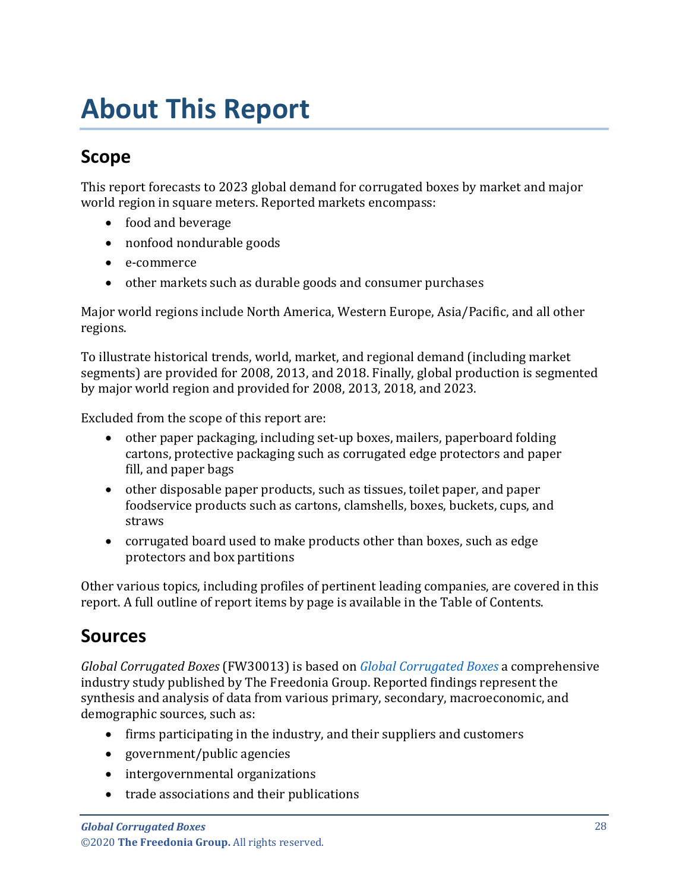# About This Report

## Scope

This report forecasts to 2023 global demand for corrugated boxes by market and major world region in square meters. Reported markets encompass:

- food and beverage
- nonfood nondurable goods
- e-commerce
- other markets such as durable goods and consumer purchases

Major world regions include North America, Western Europe, Asia/Pacific, and all other regions.

To illustrate historical trends, world, market, and regional demand (including market segments) are provided for 2008, 2013, and 2018. Finally, global production is segmented by major world region and provided for 2008, 2013, 2018, and 2023.

Excluded from the scope of this report are:

- other paper packaging, including set-up boxes, mailers, paperboard folding cartons, protective packaging such as corrugated edge protectors and paper fill, and paper bags
- other disposable paper products, such as tissues, toilet paper, and paper foodservice products such as cartons, clamshells, boxes, buckets, cups, and straws
- corrugated board used to make products other than boxes, such as edge protectors and box partitions

Other various topics, including profiles of pertinent leading companies, are covered in this report. A full outline of report items by page is available in the Table of Contents.

## Sources

*Global Corrugated Boxes* (FW30013) is based on *Global Corrugated Boxes* a comprehensive industry study published by The Freedonia Group. Reported findings represent the synthesis and analysis of data from various primary, secondary, macroeconomic, and demographic sources, such as:

- firms participating in the industry, and their suppliers and customers
- government/public agencies
- intergovernmental organizations
- trade associations and their publications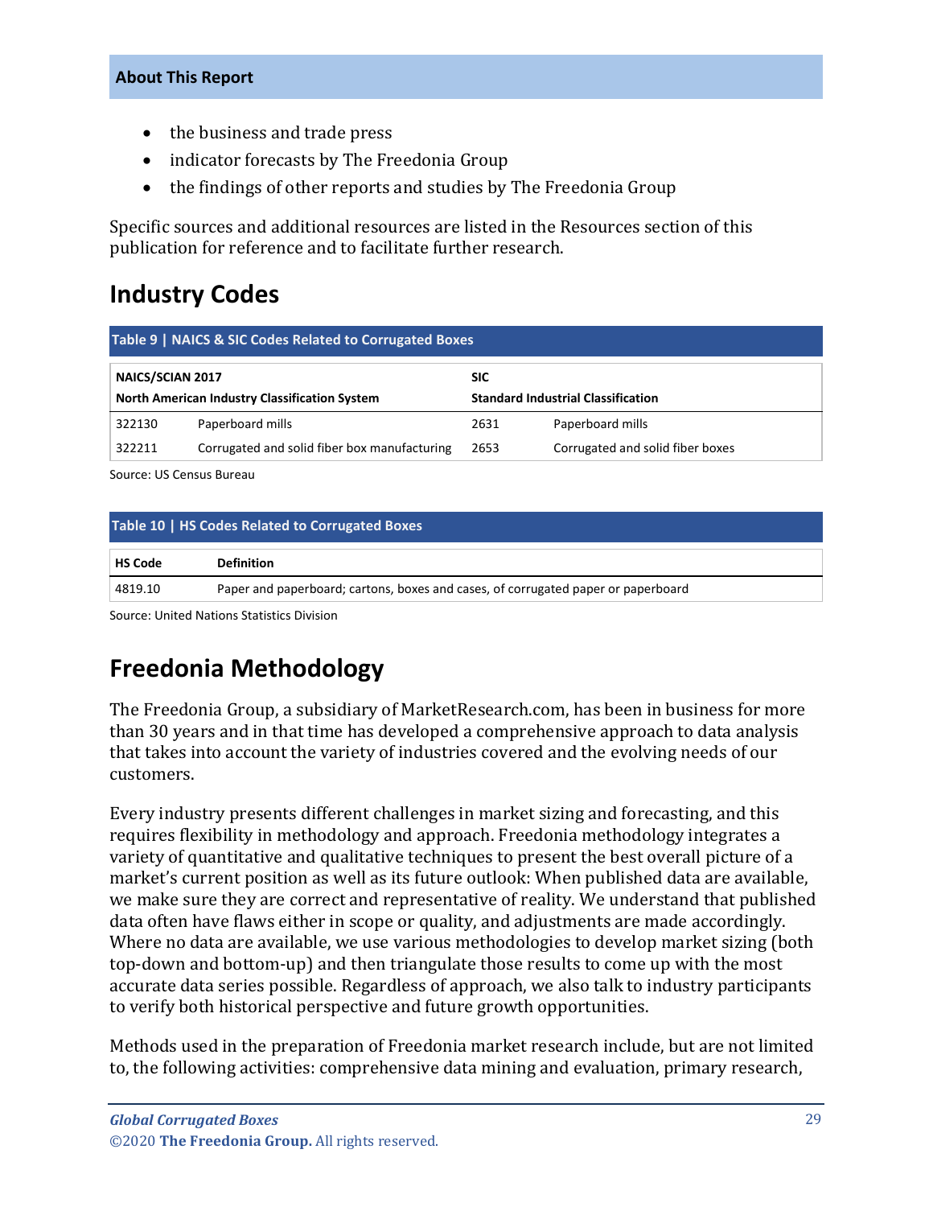## About This Report

- the business and trade press
- indicator forecasts by The Freedonia Group
- the findings of other reports and studies by The Freedonia Group

Specific sources and additional resources are listed in the Resources section of this publication for reference and to facilitate further research.

# Industry Codes

**Table 9 | NAICS & SIC Codes Related to Corrugated Boxes**

| NAICS/SCIAN 2017<br>North American Industry Classification System | | SIC<br>Standard Industrial Classification | |
|---|---|---|---|
| 322130 | Paperboard mills | 2631 | Paperboard mills |
| 322211 | Corrugated and solid fiber box manufacturing | 2653 | Corrugated and solid fiber boxes |

Source: US Census Bureau

**Table 10 | HS Codes Related to Corrugated Boxes**

| HS Code | Definition |
|---|---|
| 4819.10 | Paper and paperboard; cartons, boxes and cases, of corrugated paper or paperboard |

Source: United Nations Statistics Division

# Freedonia Methodology

The Freedonia Group, a subsidiary of MarketResearch.com, has been in business for more than 30 years and in that time has developed a comprehensive approach to data analysis that takes into account the variety of industries covered and the evolving needs of our customers.

Every industry presents different challenges in market sizing and forecasting, and this requires flexibility in methodology and approach. Freedonia methodology integrates a variety of quantitative and qualitative techniques to present the best overall picture of a market's current position as well as its future outlook: When published data are available, we make sure they are correct and representative of reality. We understand that published data often have flaws either in scope or quality, and adjustments are made accordingly. Where no data are available, we use various methodologies to develop market sizing (both top-down and bottom-up) and then triangulate those results to come up with the most accurate data series possible. Regardless of approach, we also talk to industry participants to verify both historical perspective and future growth opportunities.

Methods used in the preparation of Freedonia market research include, but are not limited to, the following activities: comprehensive data mining and evaluation, primary research,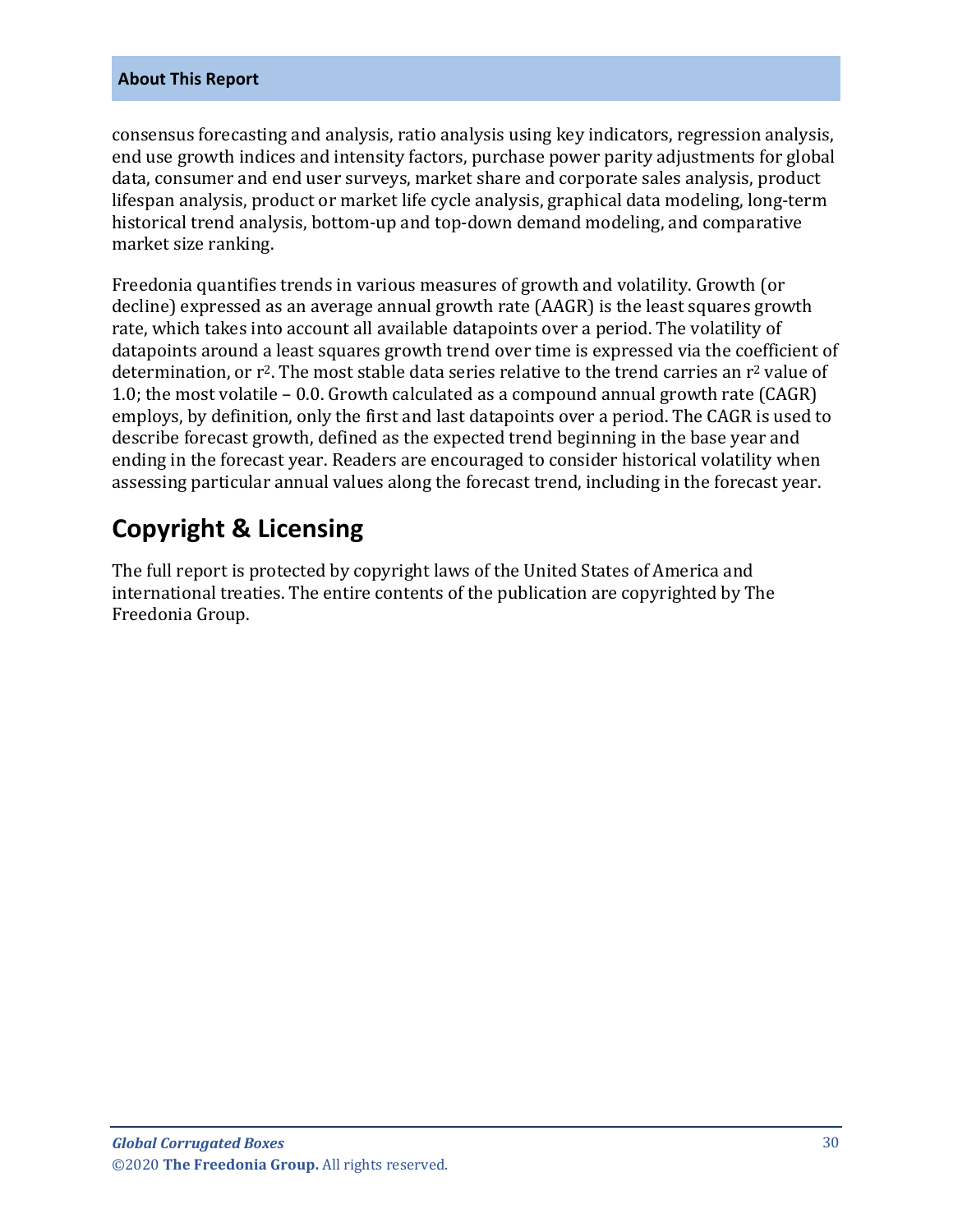consensus forecasting and analysis, ratio analysis using key indicators, regression analysis, end use growth indices and intensity factors, purchase power parity adjustments for global data, consumer and end user surveys, market share and corporate sales analysis, product lifespan analysis, product or market life cycle analysis, graphical data modeling, long-term historical trend analysis, bottom-up and top-down demand modeling, and comparative market size ranking.

Freedonia quantifies trends in various measures of growth and volatility. Growth (or decline) expressed as an average annual growth rate (AAGR) is the least squares growth rate, which takes into account all available datapoints over a period. The volatility of datapoints around a least squares growth trend over time is expressed via the coefficient of determination, or $r^2$. The most stable data series relative to the trend carries an $r^2$ value of 1.0; the most volatile – 0.0. Growth calculated as a compound annual growth rate (CAGR) employs, by definition, only the first and last datapoints over a period. The CAGR is used to describe forecast growth, defined as the expected trend beginning in the base year and ending in the forecast year. Readers are encouraged to consider historical volatility when assessing particular annual values along the forecast trend, including in the forecast year.

## Copyright & Licensing

The full report is protected by copyright laws of the United States of America and international treaties. The entire contents of the publication are copyrighted by The Freedonia Group.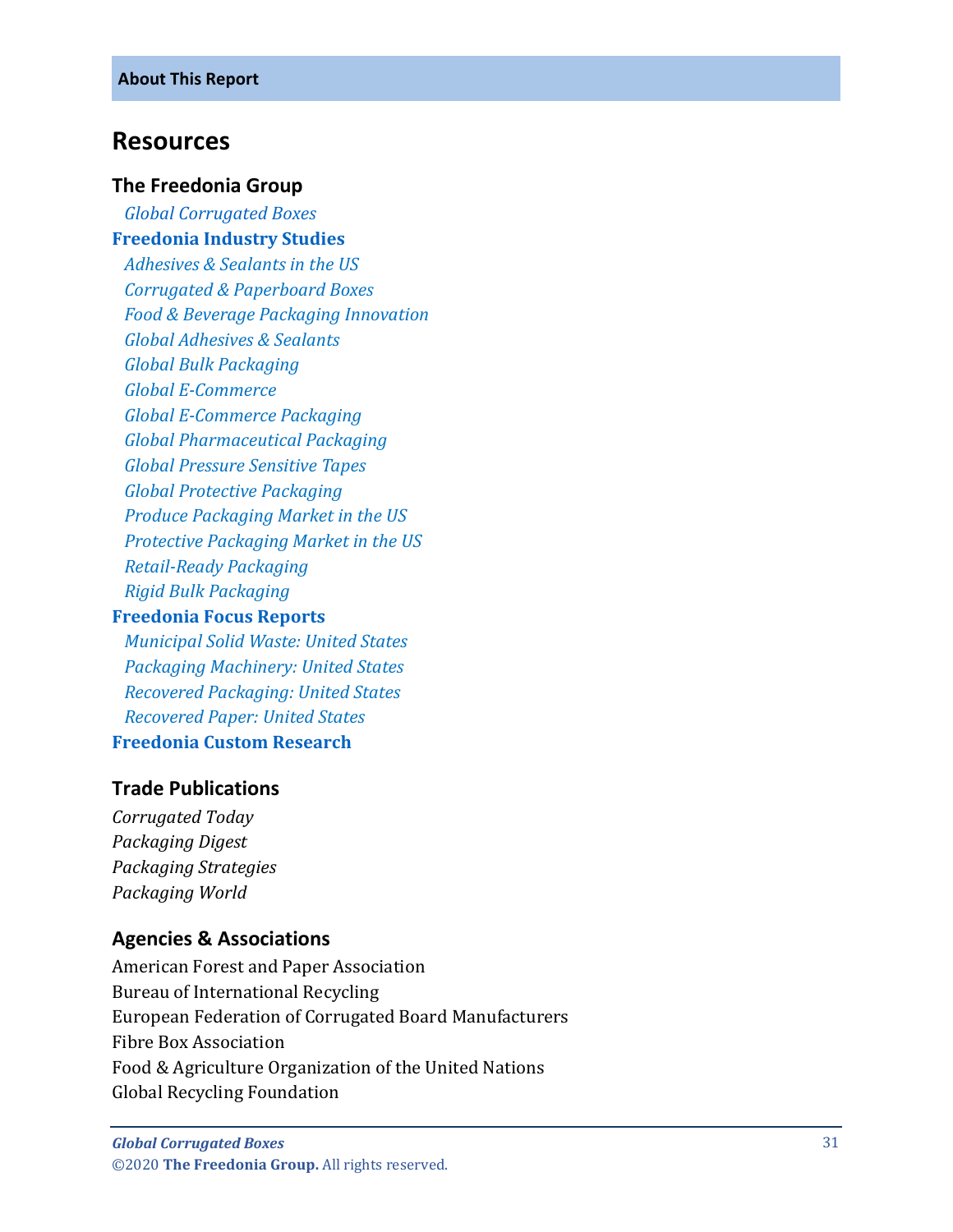**About This Report**

# Resources

## The Freedonia Group

*Global Corrugated Boxes*

**Freedonia Industry Studies**

*Adhesives & Sealants in the US*
*Corrugated & Paperboard Boxes*
*Food & Beverage Packaging Innovation*
*Global Adhesives & Sealants*
*Global Bulk Packaging*
*Global E-Commerce*
*Global E-Commerce Packaging*
*Global Pharmaceutical Packaging*
*Global Pressure Sensitive Tapes*
*Global Protective Packaging*
*Produce Packaging Market in the US*
*Protective Packaging Market in the US*
*Retail-Ready Packaging*
*Rigid Bulk Packaging*

**Freedonia Focus Reports**

*Municipal Solid Waste: United States*
*Packaging Machinery: United States*
*Recovered Packaging: United States*
*Recovered Paper: United States*

**Freedonia Custom Research**

## Trade Publications

*Corrugated Today*
*Packaging Digest*
*Packaging Strategies*
*Packaging World*

## Agencies & Associations

American Forest and Paper Association
Bureau of International Recycling
European Federation of Corrugated Board Manufacturers
Fibre Box Association
Food & Agriculture Organization of the United Nations
Global Recycling Foundation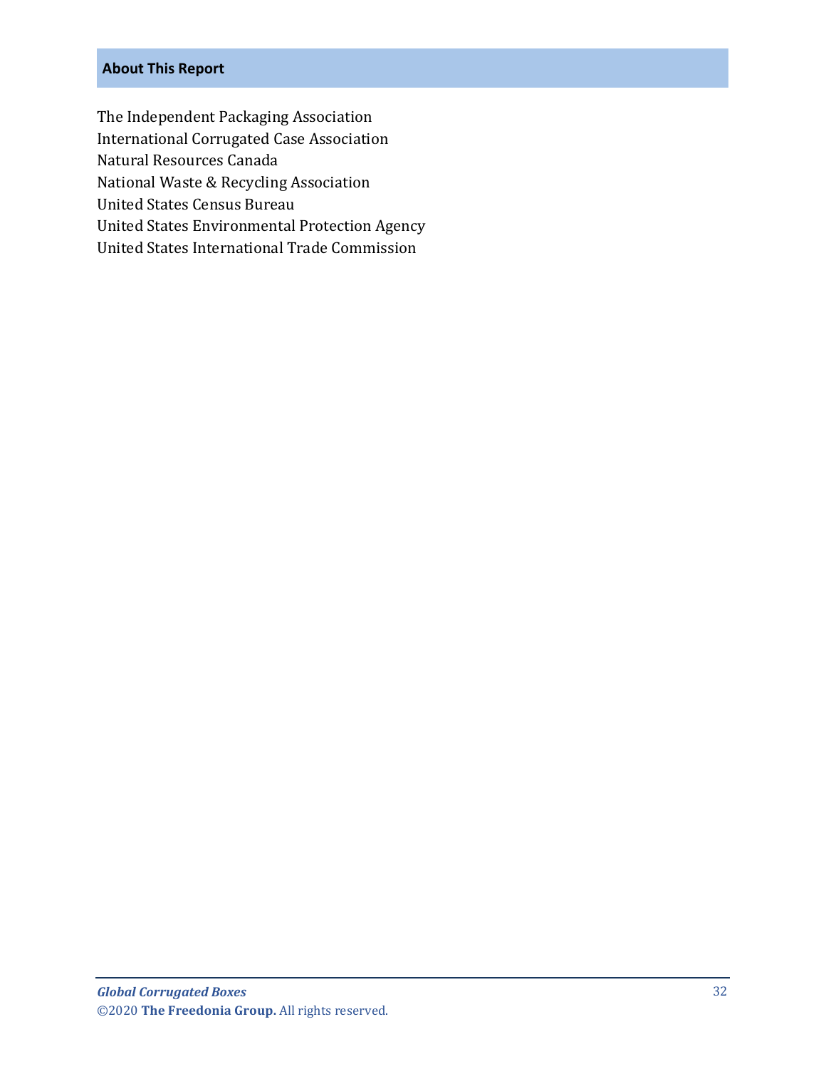## About This Report

The Independent Packaging Association
International Corrugated Case Association
Natural Resources Canada
National Waste & Recycling Association
United States Census Bureau
United States Environmental Protection Agency
United States International Trade Commission